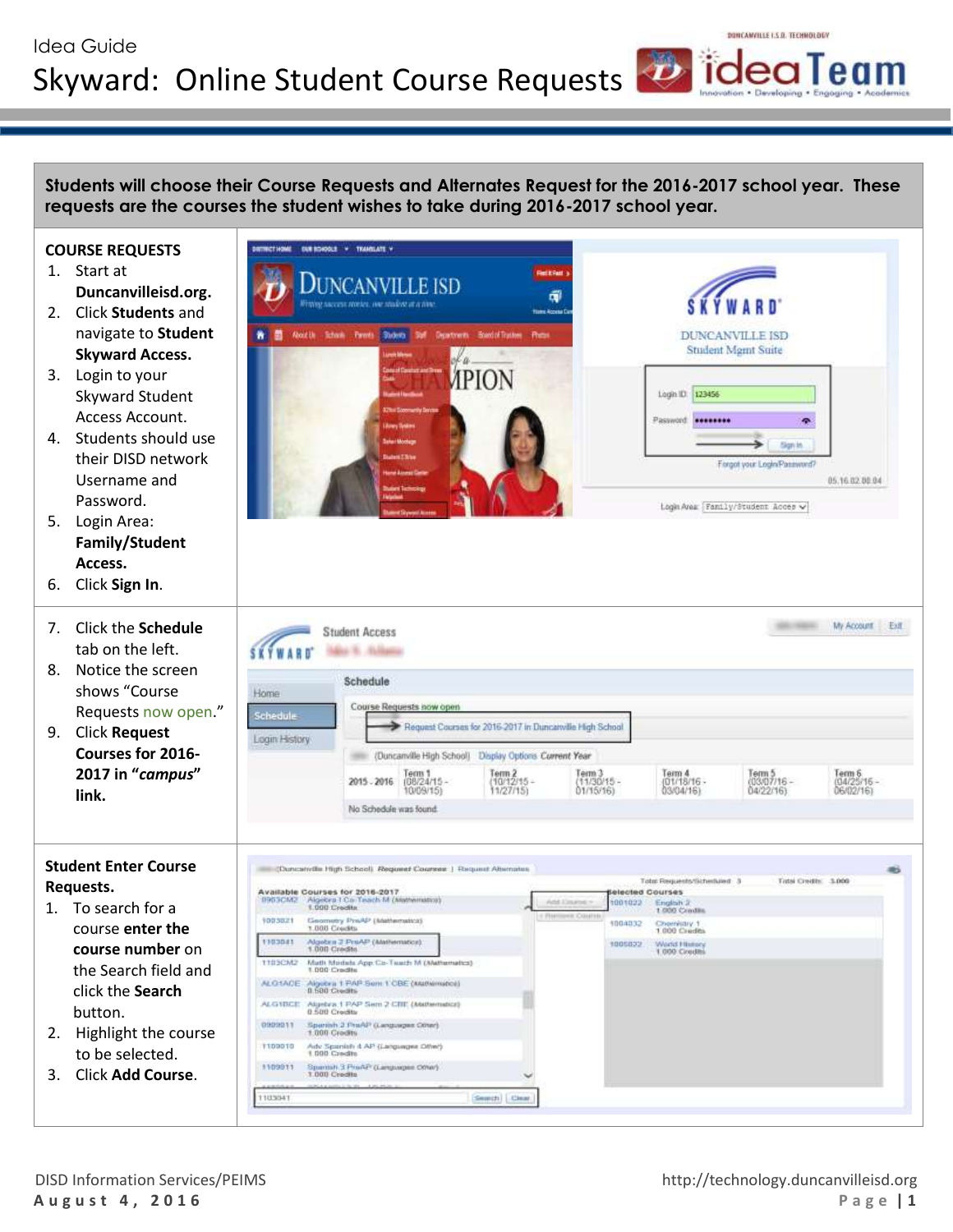Idea Guide

# Skyward: Online Student Course Requests

**Students will choose their Course Requests and Alternates Request for the 2016-2017 school year. These requests are the courses the student wishes to take during 2016-2017 school year.**

## COURSE REQUESTS

1. Start at **Duncanvilleisd.org.**
2. Click **Students** and navigate to **Student Skyward Access.**
3. Login to your Skyward Student Access Account.
4. Students should use their DISD network Username and Password.
5. Login Area: **Family/Student Access.**
6. Click **Sign In**.
7. Click the **Schedule** tab on the left.
8. Notice the screen shows "Course Requests now open."
9. Click **Request Courses for 2016-2017 in "*campus*" link.**

## Student Enter Course Requests.

1. To search for a course **enter the course number** on the Search field and click the **Search** button.
2. Highlight the course to be selected.
3. Click **Add Course**.

DISD Information Services/PEIMS
August 4, 2016

http://technology.duncanvilleisd.org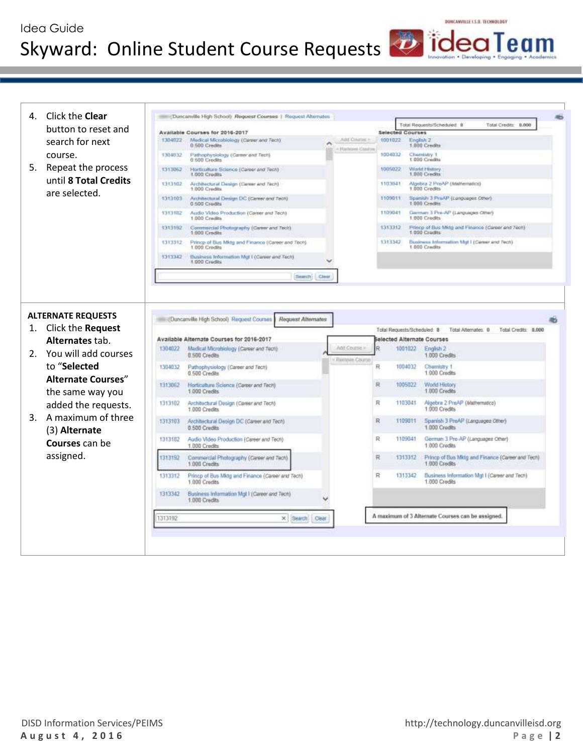4. Click the **Clear** button to reset and search for next course.
5. Repeat the process until **8 Total Credits** are selected.

**ALTERNATE REQUESTS**

1. Click the **Request Alternates** tab.
2. You will add courses to "**Selected Alternate Courses**" the same way you added the requests.
3. A maximum of three (3) **Alternate Courses** can be assigned.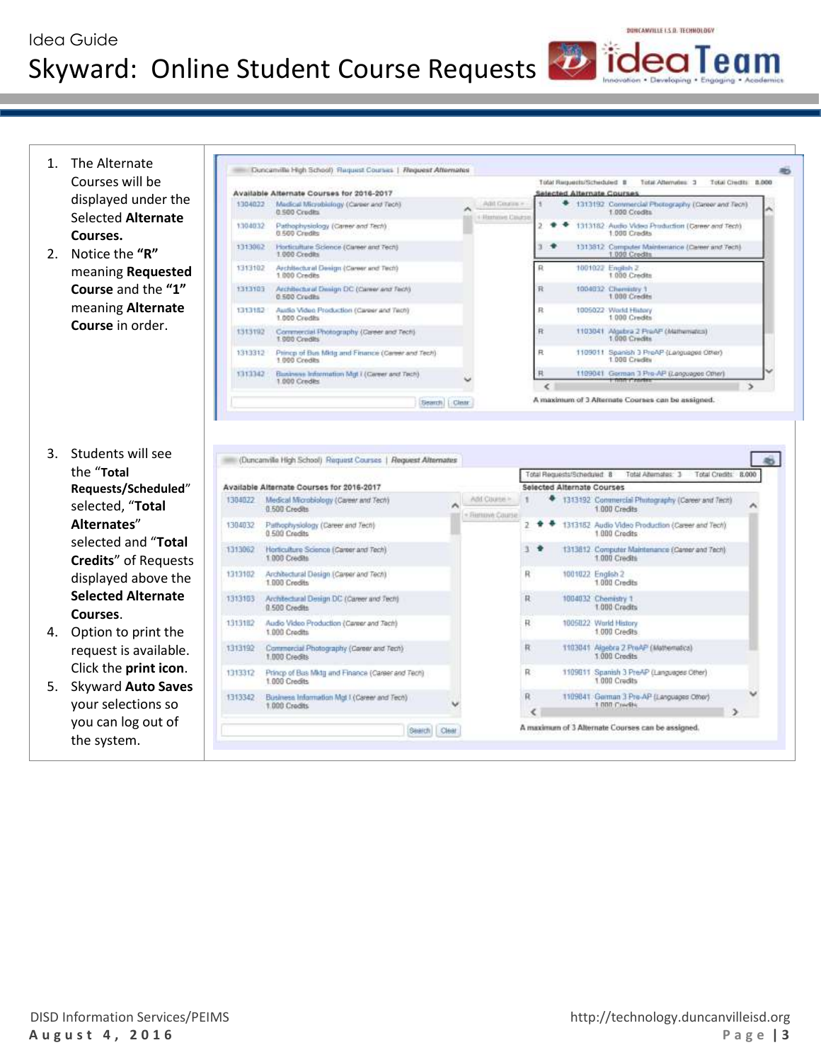1. The Alternate Courses will be displayed under the Selected **Alternate Courses.**
2. Notice the **"R"** meaning **Requested Course** and the **"1"** meaning **Alternate Course** in order.

3. Students will see the "**Total Requests/Scheduled**" selected, "**Total Alternates**" selected and "**Total Credits**" of Requests displayed above the **Selected Alternate Courses**.
4. Option to print the request is available. Click the **print icon**.
5. Skyward **Auto Saves** your selections so you can log out of the system.